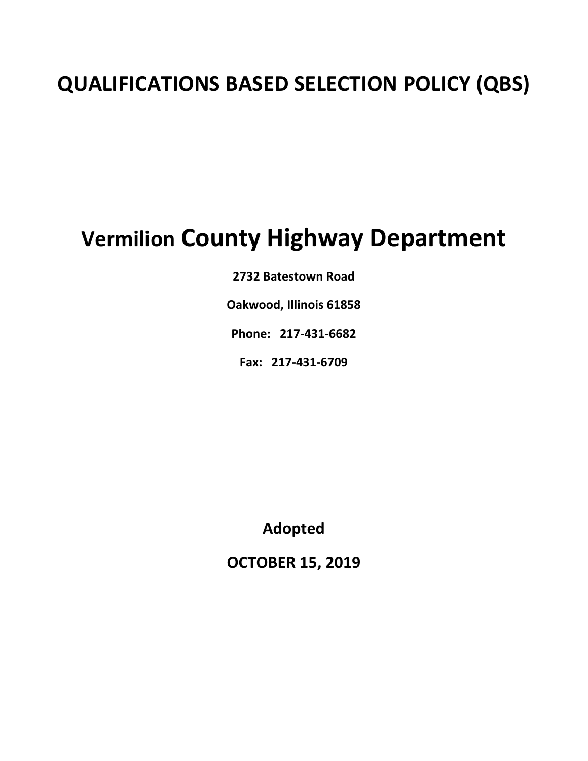# QUALIFICATIONS BASED SELECTION POLICY (QBS)

# Vermilion County Highway Department

**2732 Batestown Road**

**Oakwood, Illinois 61858**

**Phone: 217-431-6682**

**Fax: 217-431-6709**

**Adopted**

**OCTOBER 15, 2019**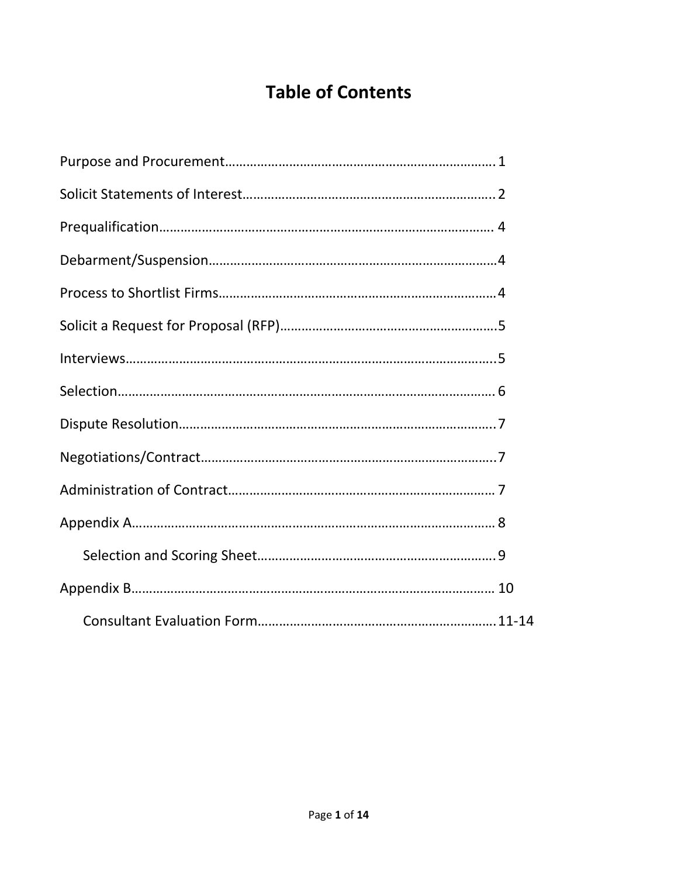# Table of Contents

Purpose and Procurement………………………………………………………………… 1

Solicit Statements of Interest……………………………………………………………. 2

Prequalification…………………………………………………………………………… 4

Debarment/Suspension…………………………………………………………………4

Process to Shortlist Firms………………………………………………………………4

Solicit a Request for Proposal (RFP)……………………………………………….5

Interviews……………………………………………………………………………………..5

Selection………………………………………………………………………………………. 6

Dispute Resolution…………………………………………………………………………7

Negotiations/Contract………………………………………………………………….7

Administration of Contract……………………………………………………………… 7

Appendix A……………………………………………………………………………………… 8

- Selection and Scoring Sheet………………………………………………………. 9

Appendix B…………………………………………………………………………………… 10

- Consultant Evaluation Form……………………………………………………… 11-14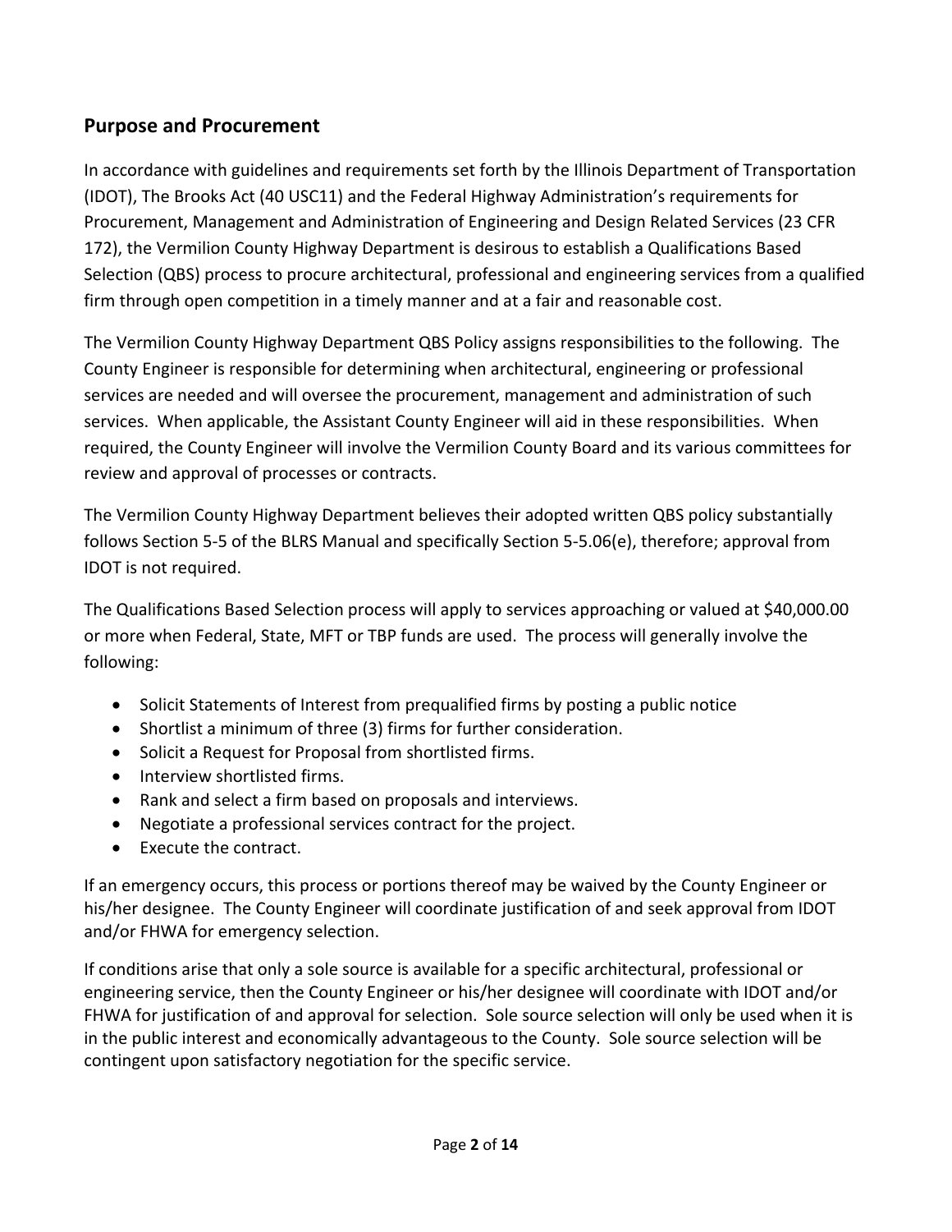## Purpose and Procurement

In accordance with guidelines and requirements set forth by the Illinois Department of Transportation (IDOT), The Brooks Act (40 USC11) and the Federal Highway Administration's requirements for Procurement, Management and Administration of Engineering and Design Related Services (23 CFR 172), the Vermilion County Highway Department is desirous to establish a Qualifications Based Selection (QBS) process to procure architectural, professional and engineering services from a qualified firm through open competition in a timely manner and at a fair and reasonable cost.

The Vermilion County Highway Department QBS Policy assigns responsibilities to the following. The County Engineer is responsible for determining when architectural, engineering or professional services are needed and will oversee the procurement, management and administration of such services. When applicable, the Assistant County Engineer will aid in these responsibilities. When required, the County Engineer will involve the Vermilion County Board and its various committees for review and approval of processes or contracts.

The Vermilion County Highway Department believes their adopted written QBS policy substantially follows Section 5-5 of the BLRS Manual and specifically Section 5-5.06(e), therefore; approval from IDOT is not required.

The Qualifications Based Selection process will apply to services approaching or valued at $40,000.00 or more when Federal, State, MFT or TBP funds are used. The process will generally involve the following:

- Solicit Statements of Interest from prequalified firms by posting a public notice
- Shortlist a minimum of three (3) firms for further consideration.
- Solicit a Request for Proposal from shortlisted firms.
- Interview shortlisted firms.
- Rank and select a firm based on proposals and interviews.
- Negotiate a professional services contract for the project.
- Execute the contract.

If an emergency occurs, this process or portions thereof may be waived by the County Engineer or his/her designee. The County Engineer will coordinate justification of and seek approval from IDOT and/or FHWA for emergency selection.

If conditions arise that only a sole source is available for a specific architectural, professional or engineering service, then the County Engineer or his/her designee will coordinate with IDOT and/or FHWA for justification of and approval for selection. Sole source selection will only be used when it is in the public interest and economically advantageous to the County. Sole source selection will be contingent upon satisfactory negotiation for the specific service.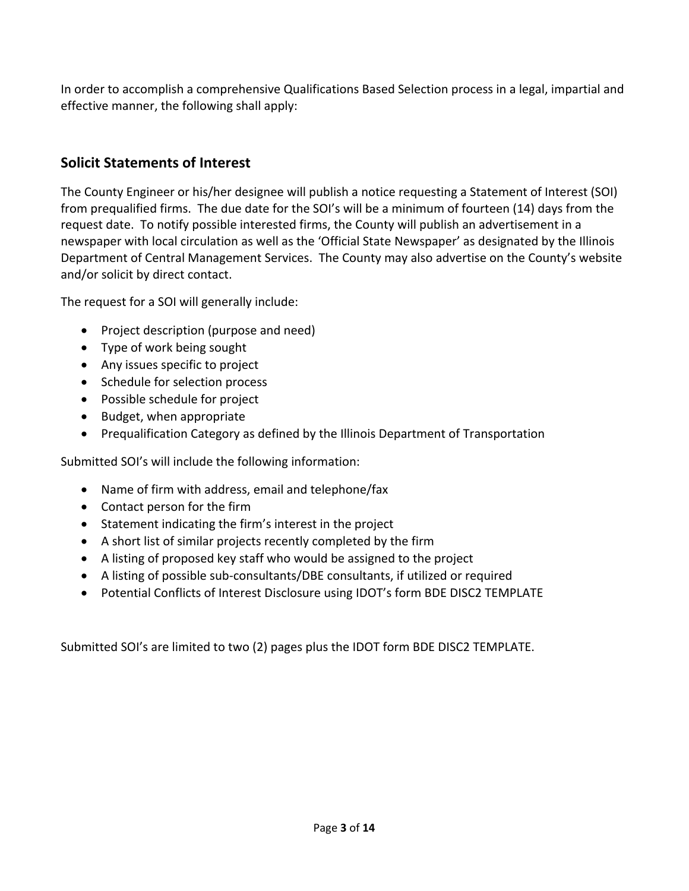In order to accomplish a comprehensive Qualifications Based Selection process in a legal, impartial and effective manner, the following shall apply:

## Solicit Statements of Interest

The County Engineer or his/her designee will publish a notice requesting a Statement of Interest (SOI) from prequalified firms. The due date for the SOI's will be a minimum of fourteen (14) days from the request date. To notify possible interested firms, the County will publish an advertisement in a newspaper with local circulation as well as the 'Official State Newspaper' as designated by the Illinois Department of Central Management Services. The County may also advertise on the County's website and/or solicit by direct contact.

The request for a SOI will generally include:

- Project description (purpose and need)
- Type of work being sought
- Any issues specific to project
- Schedule for selection process
- Possible schedule for project
- Budget, when appropriate
- Prequalification Category as defined by the Illinois Department of Transportation

Submitted SOI's will include the following information:

- Name of firm with address, email and telephone/fax
- Contact person for the firm
- Statement indicating the firm's interest in the project
- A short list of similar projects recently completed by the firm
- A listing of proposed key staff who would be assigned to the project
- A listing of possible sub-consultants/DBE consultants, if utilized or required
- Potential Conflicts of Interest Disclosure using IDOT's form BDE DISC2 TEMPLATE

Submitted SOI's are limited to two (2) pages plus the IDOT form BDE DISC2 TEMPLATE.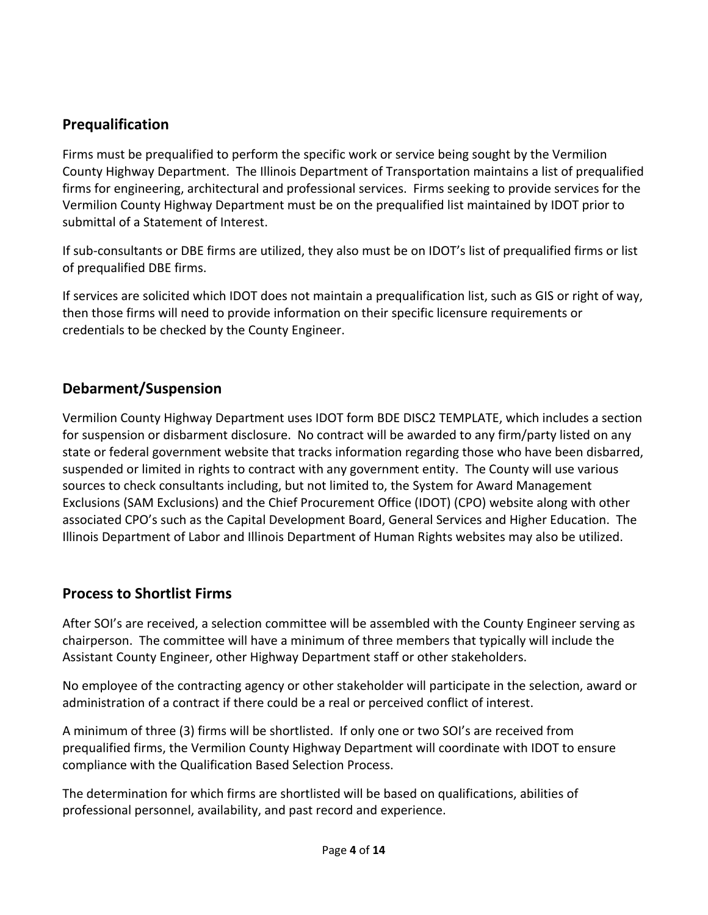## Prequalification

Firms must be prequalified to perform the specific work or service being sought by the Vermilion County Highway Department. The Illinois Department of Transportation maintains a list of prequalified firms for engineering, architectural and professional services. Firms seeking to provide services for the Vermilion County Highway Department must be on the prequalified list maintained by IDOT prior to submittal of a Statement of Interest.

If sub-consultants or DBE firms are utilized, they also must be on IDOT's list of prequalified firms or list of prequalified DBE firms.

If services are solicited which IDOT does not maintain a prequalification list, such as GIS or right of way, then those firms will need to provide information on their specific licensure requirements or credentials to be checked by the County Engineer.

## Debarment/Suspension

Vermilion County Highway Department uses IDOT form BDE DISC2 TEMPLATE, which includes a section for suspension or disbarment disclosure. No contract will be awarded to any firm/party listed on any state or federal government website that tracks information regarding those who have been disbarred, suspended or limited in rights to contract with any government entity. The County will use various sources to check consultants including, but not limited to, the System for Award Management Exclusions (SAM Exclusions) and the Chief Procurement Office (IDOT) (CPO) website along with other associated CPO's such as the Capital Development Board, General Services and Higher Education. The Illinois Department of Labor and Illinois Department of Human Rights websites may also be utilized.

## Process to Shortlist Firms

After SOI's are received, a selection committee will be assembled with the County Engineer serving as chairperson. The committee will have a minimum of three members that typically will include the Assistant County Engineer, other Highway Department staff or other stakeholders.

No employee of the contracting agency or other stakeholder will participate in the selection, award or administration of a contract if there could be a real or perceived conflict of interest.

A minimum of three (3) firms will be shortlisted. If only one or two SOI's are received from prequalified firms, the Vermilion County Highway Department will coordinate with IDOT to ensure compliance with the Qualification Based Selection Process.

The determination for which firms are shortlisted will be based on qualifications, abilities of professional personnel, availability, and past record and experience.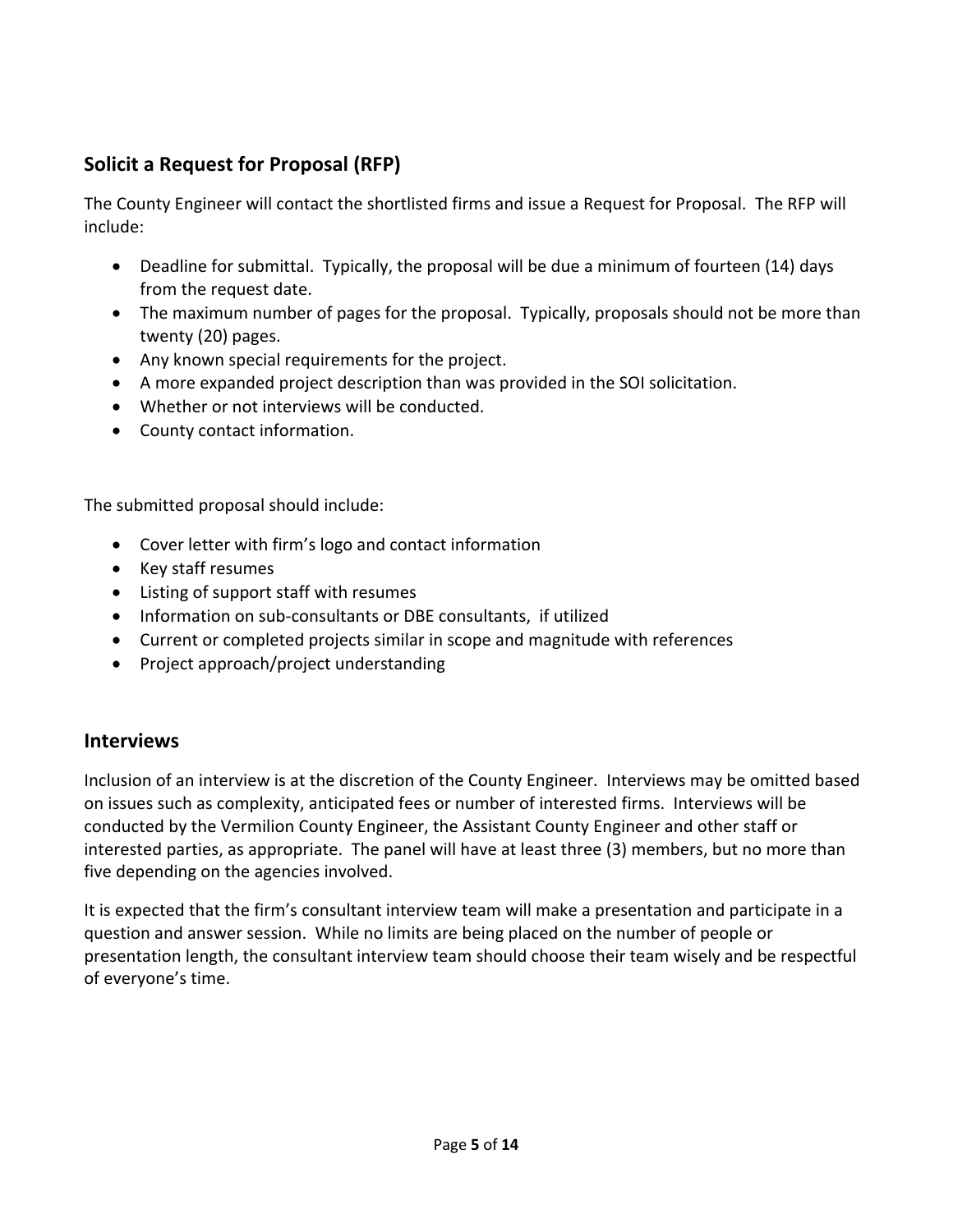## Solicit a Request for Proposal (RFP)

The County Engineer will contact the shortlisted firms and issue a Request for Proposal. The RFP will include:

- Deadline for submittal. Typically, the proposal will be due a minimum of fourteen (14) days from the request date.
- The maximum number of pages for the proposal. Typically, proposals should not be more than twenty (20) pages.
- Any known special requirements for the project.
- A more expanded project description than was provided in the SOI solicitation.
- Whether or not interviews will be conducted.
- County contact information.

The submitted proposal should include:

- Cover letter with firm's logo and contact information
- Key staff resumes
- Listing of support staff with resumes
- Information on sub-consultants or DBE consultants, if utilized
- Current or completed projects similar in scope and magnitude with references
- Project approach/project understanding

## Interviews

Inclusion of an interview is at the discretion of the County Engineer. Interviews may be omitted based on issues such as complexity, anticipated fees or number of interested firms. Interviews will be conducted by the Vermilion County Engineer, the Assistant County Engineer and other staff or interested parties, as appropriate. The panel will have at least three (3) members, but no more than five depending on the agencies involved.

It is expected that the firm's consultant interview team will make a presentation and participate in a question and answer session. While no limits are being placed on the number of people or presentation length, the consultant interview team should choose their team wisely and be respectful of everyone's time.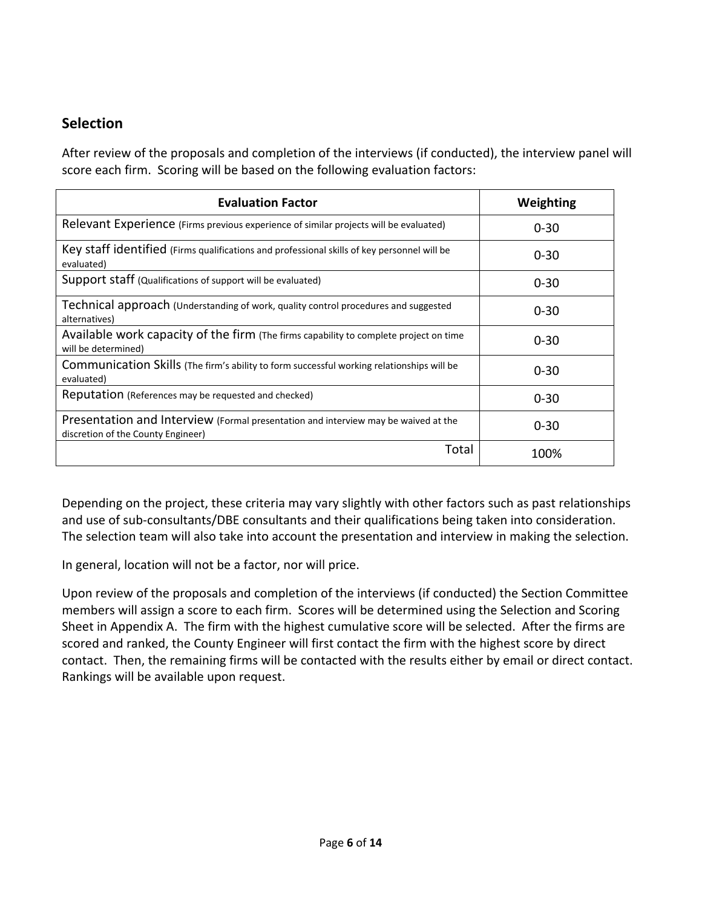## Selection

After review of the proposals and completion of the interviews (if conducted), the interview panel will score each firm. Scoring will be based on the following evaluation factors:

| Evaluation Factor | Weighting |
|---|---|
| Relevant Experience (Firms previous experience of similar projects will be evaluated) | 0-30 |
| Key staff identified (Firms qualifications and professional skills of key personnel will be evaluated) | 0-30 |
| Support staff (Qualifications of support will be evaluated) | 0-30 |
| Technical approach (Understanding of work, quality control procedures and suggested alternatives) | 0-30 |
| Available work capacity of the firm (The firms capability to complete project on time will be determined) | 0-30 |
| Communication Skills (The firm's ability to form successful working relationships will be evaluated) | 0-30 |
| Reputation (References may be requested and checked) | 0-30 |
| Presentation and Interview (Formal presentation and interview may be waived at the discretion of the County Engineer) | 0-30 |
| Total | 100% |

Depending on the project, these criteria may vary slightly with other factors such as past relationships and use of sub-consultants/DBE consultants and their qualifications being taken into consideration. The selection team will also take into account the presentation and interview in making the selection.

In general, location will not be a factor, nor will price.

Upon review of the proposals and completion of the interviews (if conducted) the Section Committee members will assign a score to each firm. Scores will be determined using the Selection and Scoring Sheet in Appendix A. The firm with the highest cumulative score will be selected. After the firms are scored and ranked, the County Engineer will first contact the firm with the highest score by direct contact. Then, the remaining firms will be contacted with the results either by email or direct contact. Rankings will be available upon request.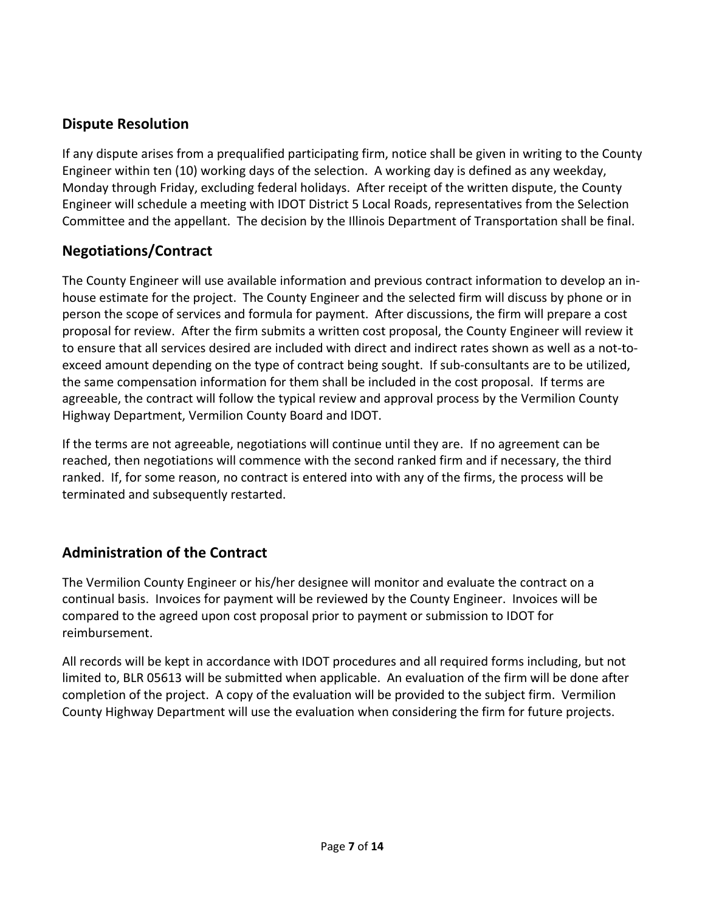## Dispute Resolution

If any dispute arises from a prequalified participating firm, notice shall be given in writing to the County Engineer within ten (10) working days of the selection. A working day is defined as any weekday, Monday through Friday, excluding federal holidays. After receipt of the written dispute, the County Engineer will schedule a meeting with IDOT District 5 Local Roads, representatives from the Selection Committee and the appellant. The decision by the Illinois Department of Transportation shall be final.

## Negotiations/Contract

The County Engineer will use available information and previous contract information to develop an in-house estimate for the project. The County Engineer and the selected firm will discuss by phone or in person the scope of services and formula for payment. After discussions, the firm will prepare a cost proposal for review. After the firm submits a written cost proposal, the County Engineer will review it to ensure that all services desired are included with direct and indirect rates shown as well as a not-to-exceed amount depending on the type of contract being sought. If sub-consultants are to be utilized, the same compensation information for them shall be included in the cost proposal. If terms are agreeable, the contract will follow the typical review and approval process by the Vermilion County Highway Department, Vermilion County Board and IDOT.

If the terms are not agreeable, negotiations will continue until they are. If no agreement can be reached, then negotiations will commence with the second ranked firm and if necessary, the third ranked. If, for some reason, no contract is entered into with any of the firms, the process will be terminated and subsequently restarted.

## Administration of the Contract

The Vermilion County Engineer or his/her designee will monitor and evaluate the contract on a continual basis. Invoices for payment will be reviewed by the County Engineer. Invoices will be compared to the agreed upon cost proposal prior to payment or submission to IDOT for reimbursement.

All records will be kept in accordance with IDOT procedures and all required forms including, but not limited to, BLR 05613 will be submitted when applicable. An evaluation of the firm will be done after completion of the project. A copy of the evaluation will be provided to the subject firm. Vermilion County Highway Department will use the evaluation when considering the firm for future projects.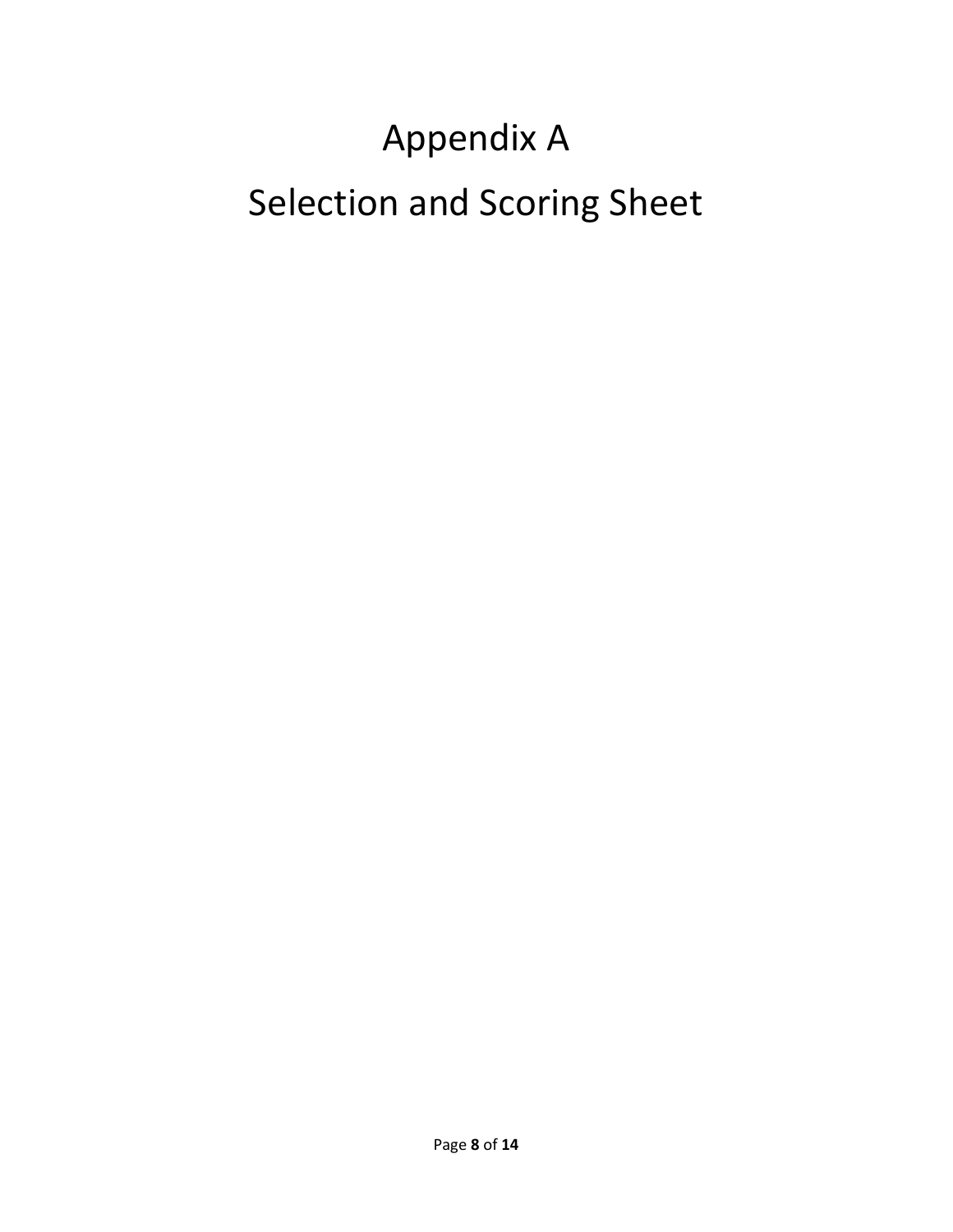# Appendix A

# Selection and Scoring Sheet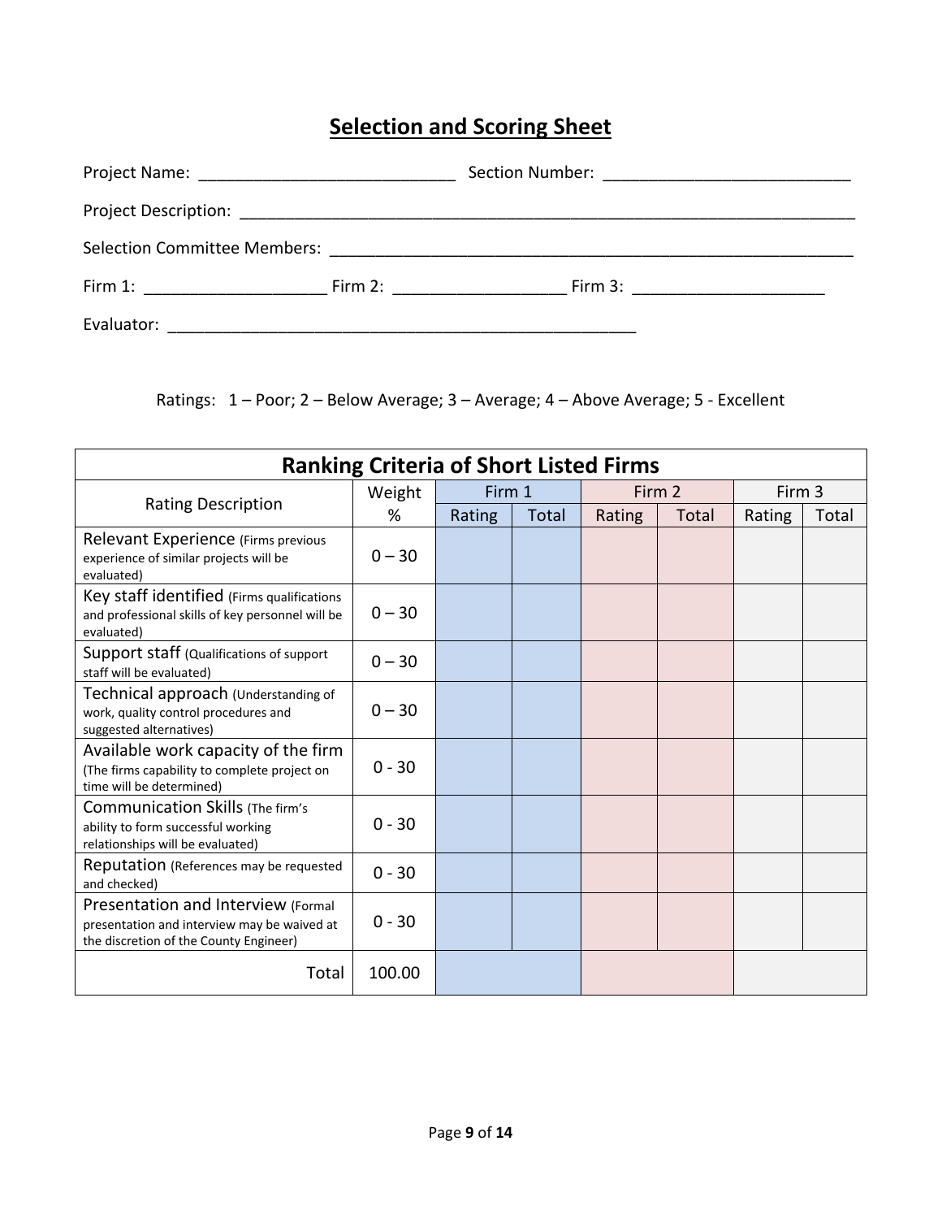# Selection and Scoring Sheet

Project Name: ___________________________ Section Number: __________________________

Project Description: ____________________________________________________________________

Selection Committee Members: _____________________________________________________

Firm 1: ___________________ Firm 2: _________________ Firm 3: ____________________

Evaluator: __________________________________________________

Ratings: 1 – Poor; 2 – Below Average; 3 – Average; 4 – Above Average; 5 - Excellent

| Ranking Criteria of Short Listed Firms | | | | | | | |
|---|---|---|---|---|---|---|---|
| Rating Description | Weight % | Firm 1 | | Firm 2 | | Firm 3 | |
| | | Rating | Total | Rating | Total | Rating | Total |
| Relevant Experience (Firms previous experience of similar projects will be evaluated) | 0 – 30 | | | | | | |
| Key staff identified (Firms qualifications and professional skills of key personnel will be evaluated) | 0 – 30 | | | | | | |
| Support staff (Qualifications of support staff will be evaluated) | 0 – 30 | | | | | | |
| Technical approach (Understanding of work, quality control procedures and suggested alternatives) | 0 – 30 | | | | | | |
| Available work capacity of the firm (The firms capability to complete project on time will be determined) | 0 - 30 | | | | | | |
| Communication Skills (The firm's ability to form successful working relationships will be evaluated) | 0 - 30 | | | | | | |
| Reputation (References may be requested and checked) | 0 - 30 | | | | | | |
| Presentation and Interview (Formal presentation and interview may be waived at the discretion of the County Engineer) | 0 - 30 | | | | | | |
| Total | 100.00 | | | | | | |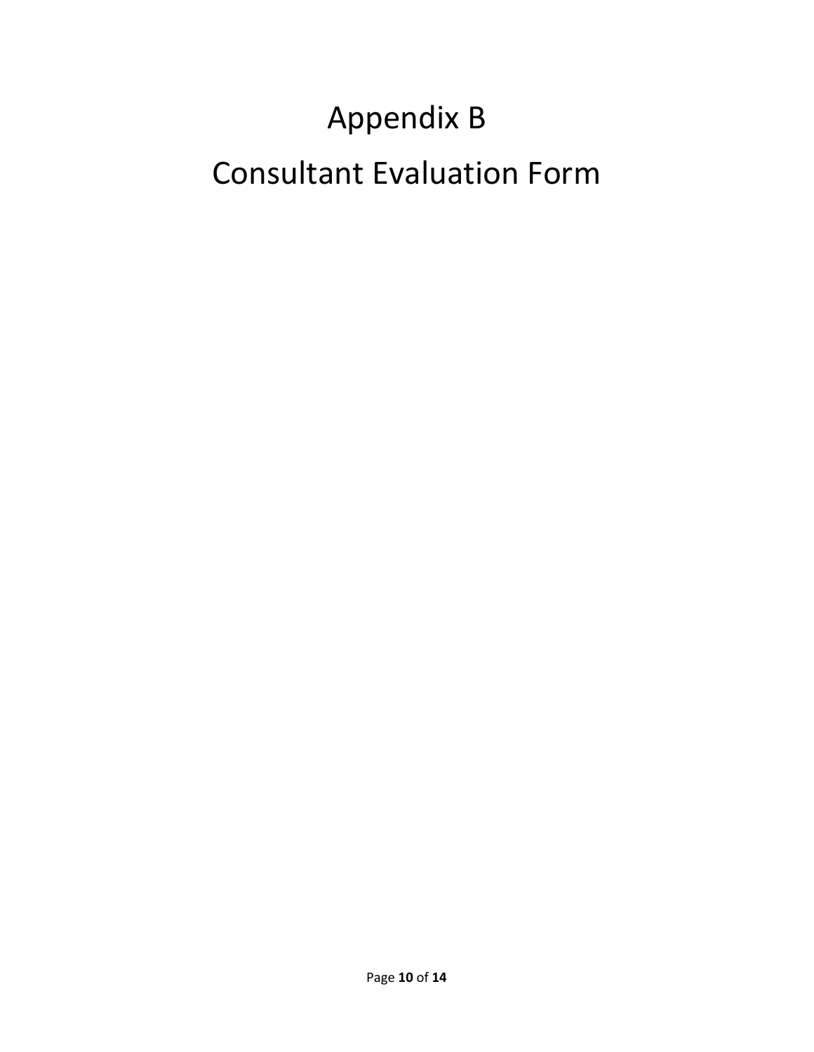# Appendix B

# Consultant Evaluation Form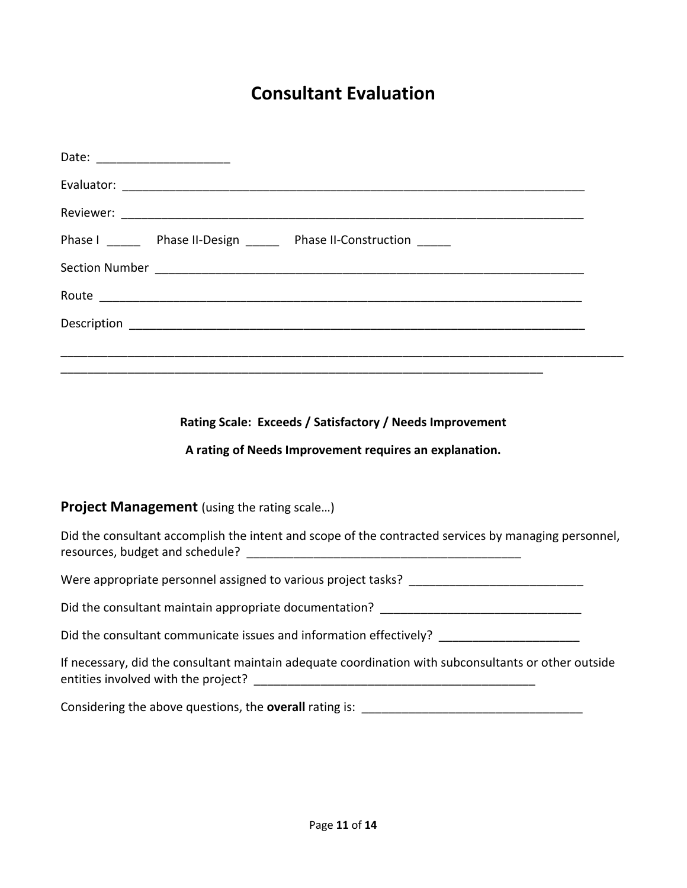# Consultant Evaluation

Date: ____________________

Evaluator: ________________________________________________________________________

Reviewer: ________________________________________________________________________

Phase I _____ Phase II-Design _____ Phase II-Construction _____

Section Number ___________________________________________________________________

Route ___________________________________________________________________________

Description _______________________________________________________________________

_____________________________________________________________________________________

___________________________________________________________________________

**Rating Scale: Exceeds / Satisfactory / Needs Improvement**

**A rating of Needs Improvement requires an explanation.**

## Project Management (using the rating scale…)

Did the consultant accomplish the intent and scope of the contracted services by managing personnel, resources, budget and schedule? __________________________________________

Were appropriate personnel assigned to various project tasks? __________________________

Did the consultant maintain appropriate documentation? ______________________________

Did the consultant communicate issues and information effectively? _____________________

If necessary, did the consultant maintain adequate coordination with subconsultants or other outside entities involved with the project? __________________________________________

Considering the above questions, the **overall** rating is: _________________________________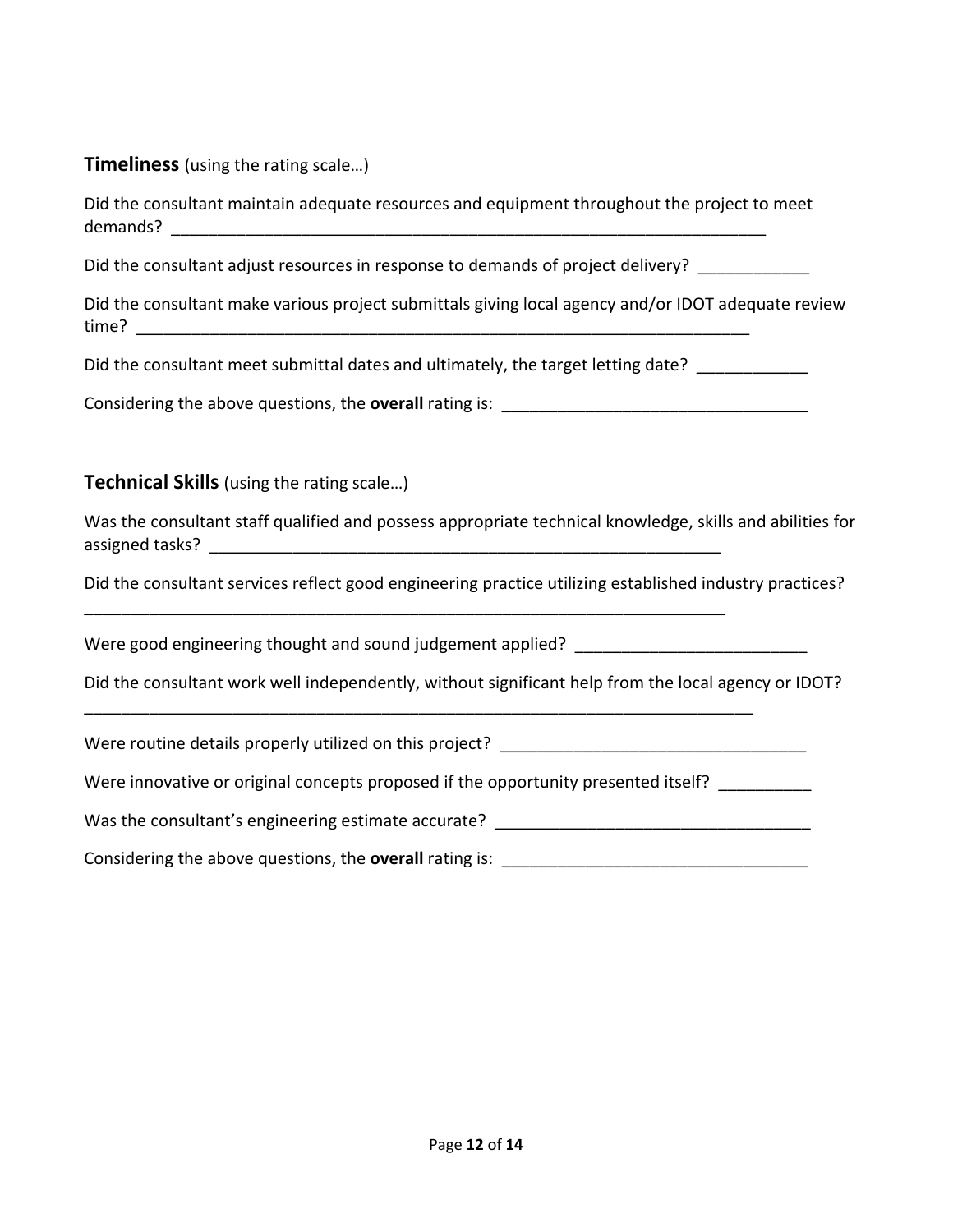**Timeliness** (using the rating scale…)

Did the consultant maintain adequate resources and equipment throughout the project to meet demands? ________________________________________________________________

Did the consultant adjust resources in response to demands of project delivery? ____________

Did the consultant make various project submittals giving local agency and/or IDOT adequate review time? ____________________________________________________________________

Did the consultant meet submittal dates and ultimately, the target letting date? ____________

Considering the above questions, the **overall** rating is: _________________________________

**Technical Skills** (using the rating scale…)

Was the consultant staff qualified and possess appropriate technical knowledge, skills and abilities for assigned tasks? ________________________________________________________

Did the consultant services reflect good engineering practice utilizing established industry practices? ______________________________________________________________________

Were good engineering thought and sound judgement applied? _________________________

Did the consultant work well independently, without significant help from the local agency or IDOT? __________________________________________________________________________

Were routine details properly utilized on this project? _________________________________

Were innovative or original concepts proposed if the opportunity presented itself? __________

Was the consultant's engineering estimate accurate? __________________________________

Considering the above questions, the **overall** rating is: _________________________________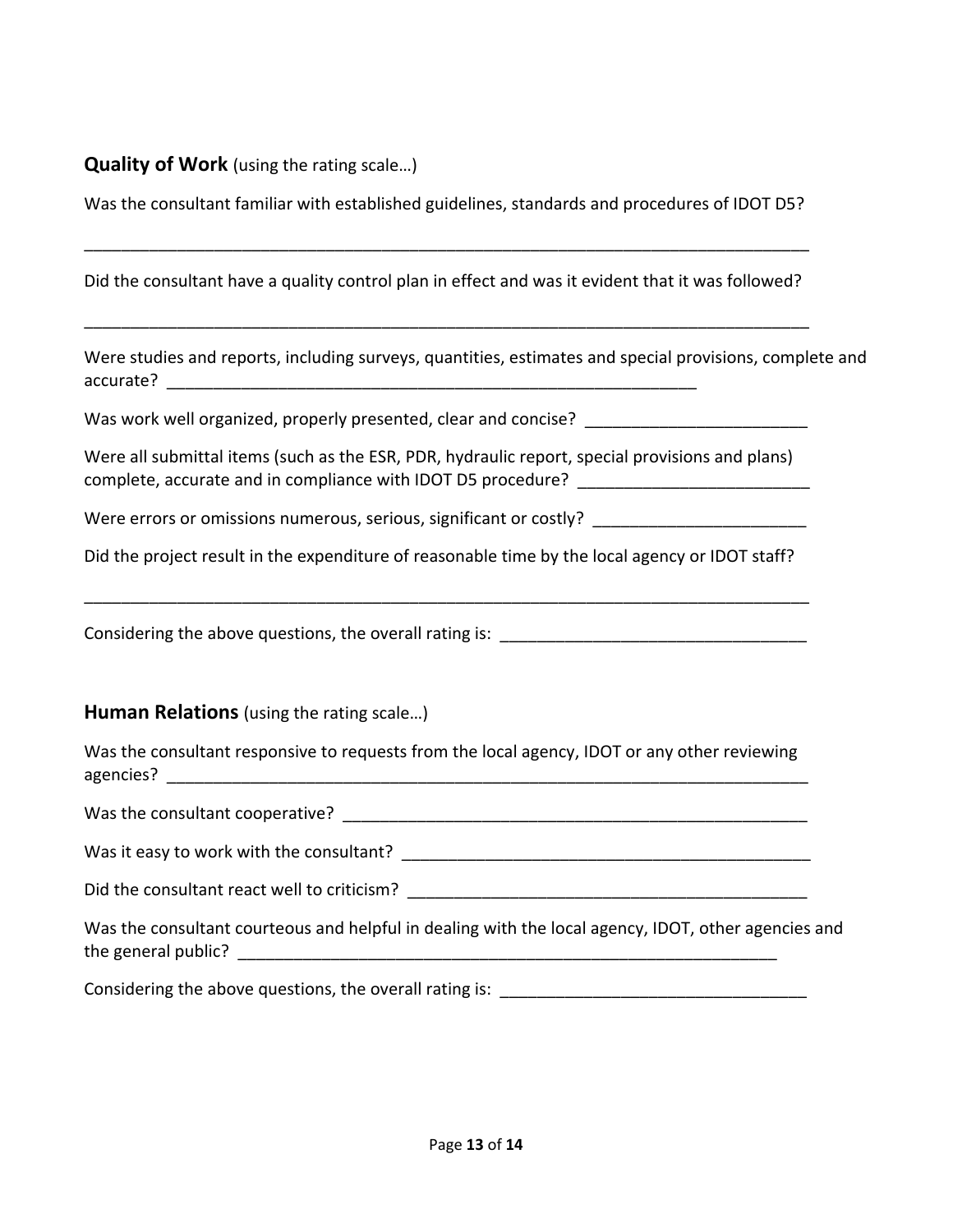**Quality of Work** (using the rating scale…)

Was the consultant familiar with established guidelines, standards and procedures of IDOT D5?

________________________________________________________________________________

Did the consultant have a quality control plan in effect and was it evident that it was followed?

________________________________________________________________________________

Were studies and reports, including surveys, quantities, estimates and special provisions, complete and accurate? ____________________________________________________________

Was work well organized, properly presented, clear and concise? ________________________

Were all submittal items (such as the ESR, PDR, hydraulic report, special provisions and plans) complete, accurate and in compliance with IDOT D5 procedure? _________________________

Were errors or omissions numerous, serious, significant or costly? _______________________

Did the project result in the expenditure of reasonable time by the local agency or IDOT staff?

________________________________________________________________________________

Considering the above questions, the overall rating is: _________________________________

**Human Relations** (using the rating scale…)

Was the consultant responsive to requests from the local agency, IDOT or any other reviewing agencies? _______________________________________________________________________

Was the consultant cooperative? ____________________________________________________

Was it easy to work with the consultant? _____________________________________________

Did the consultant react well to criticism? ____________________________________________

Was the consultant courteous and helpful in dealing with the local agency, IDOT, other agencies and the general public? _______________________________________________________________

Considering the above questions, the overall rating is: _________________________________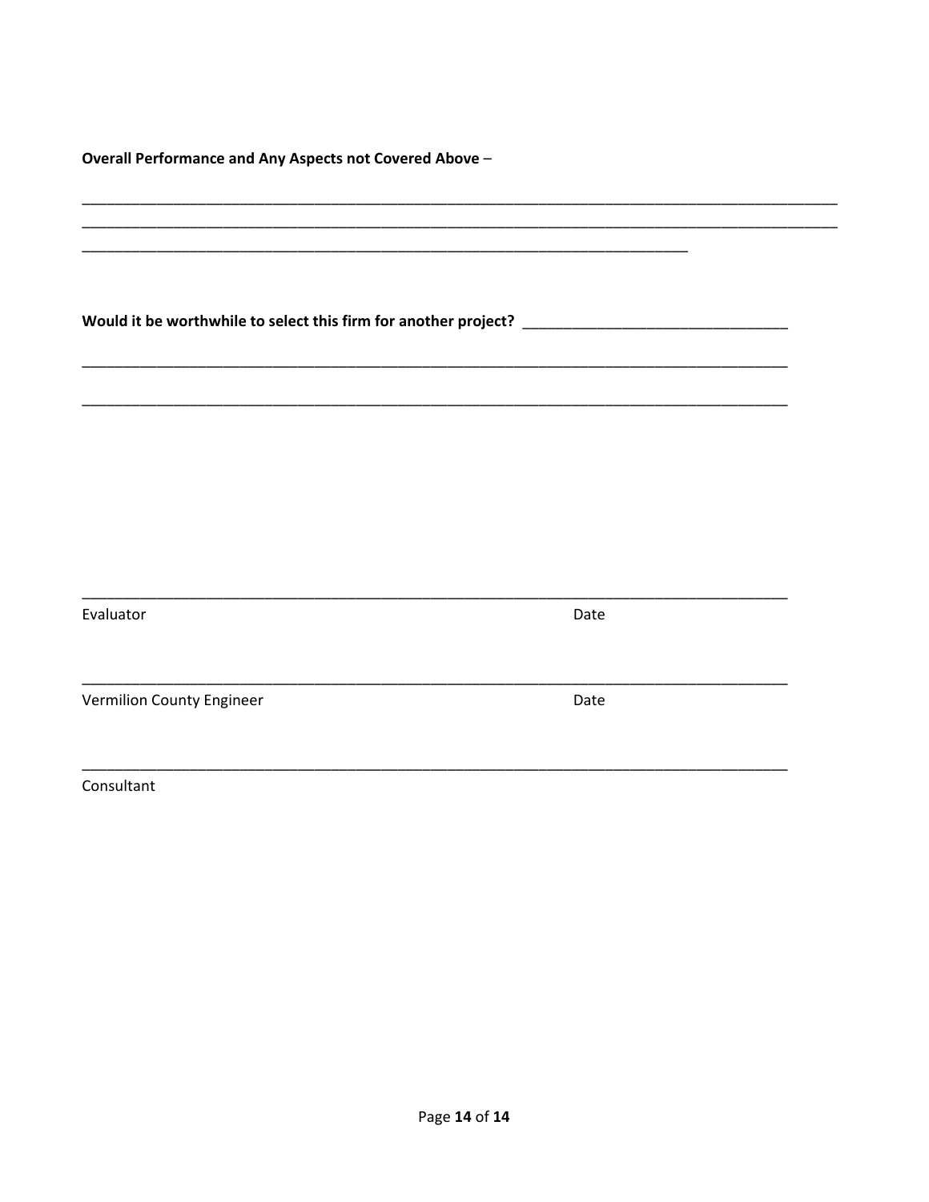**Overall Performance and Any Aspects not Covered Above** –

______________________________________________________________________________________
______________________________________________________________________________________
____________________________________________________________________

**Would it be worthwhile to select this firm for another project?** ______________________________

________________________________________________________________________________

________________________________________________________________________________

________________________________________________________________________________
Evaluator                                                                                    Date

________________________________________________________________________________
Vermilion County Engineer                                                                    Date

________________________________________________________________________________
Consultant